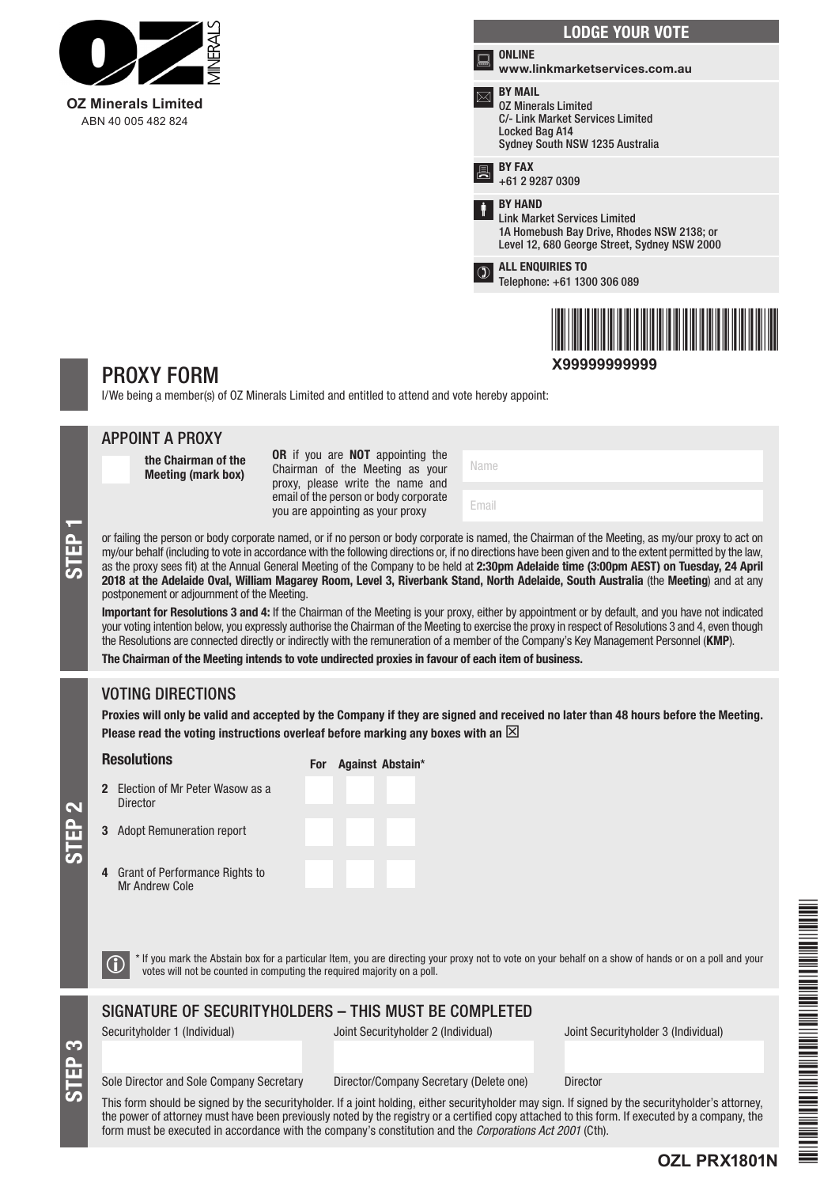**OZ Minerals Limited**
ABN 40 005 482 824

## LODGE YOUR VOTE

**ONLINE**
**www.linkmarketservices.com.au**

**BY MAIL**
OZ Minerals Limited
C/- Link Market Services Limited
Locked Bag A14
Sydney South NSW 1235 Australia

**BY FAX**
+61 2 9287 0309

**BY HAND**
Link Market Services Limited
1A Homebush Bay Drive, Rhodes NSW 2138; or
Level 12, 680 George Street, Sydney NSW 2000

**ALL ENQUIRIES TO**
Telephone: +61 1300 306 089

**X99999999999**

# PROXY FORM

I/We being a member(s) of OZ Minerals Limited and entitled to attend and vote hereby appoint:

## STEP 1

### APPOINT A PROXY

☐ **the Chairman of the Meeting (mark box)**

**OR** if you are **NOT** appointing the Chairman of the Meeting as your proxy, please write the name and email of the person or body corporate you are appointing as your proxy

Name: ____________________

Email: ____________________

or failing the person or body corporate named, or if no person or body corporate is named, the Chairman of the Meeting, as my/our proxy to act on my/our behalf (including to vote in accordance with the following directions or, if no directions have been given and to the extent permitted by the law, as the proxy sees fit) at the Annual General Meeting of the Company to be held at **2:30pm Adelaide time (3:00pm AEST) on Tuesday, 24 April 2018 at the Adelaide Oval, William Magarey Room, Level 3, Riverbank Stand, North Adelaide, South Australia** (the **Meeting**) and at any postponement or adjournment of the Meeting.

**Important for Resolutions 3 and 4:** If the Chairman of the Meeting is your proxy, either by appointment or by default, and you have not indicated your voting intention below, you expressly authorise the Chairman of the Meeting to exercise the proxy in respect of Resolutions 3 and 4, even though the Resolutions are connected directly or indirectly with the remuneration of a member of the Company's Key Management Personnel (**KMP**).

**The Chairman of the Meeting intends to vote undirected proxies in favour of each item of business.**

## STEP 2

### VOTING DIRECTIONS

**Proxies will only be valid and accepted by the Company if they are signed and received no later than 48 hours before the Meeting.**
**Please read the voting instructions overleaf before marking any boxes with an ☒**

| Resolutions | For | Against | Abstain* |
|---|---|---|---|
| **2** Election of Mr Peter Wasow as a Director | ☐ | ☐ | ☐ |
| **3** Adopt Remuneration report | ☐ | ☐ | ☐ |
| **4** Grant of Performance Rights to Mr Andrew Cole | ☐ | ☐ | ☐ |

\* If you mark the Abstain box for a particular Item, you are directing your proxy not to vote on your behalf on a show of hands or on a poll and your votes will not be counted in computing the required majority on a poll.

## STEP 3

### SIGNATURE OF SECURITYHOLDERS – THIS MUST BE COMPLETED

| Securityholder 1 (Individual) | Joint Securityholder 2 (Individual) | Joint Securityholder 3 (Individual) |
|---|---|---|
| | | |
| Sole Director and Sole Company Secretary | Director/Company Secretary (Delete one) | Director |

This form should be signed by the securityholder. If a joint holding, either securityholder may sign. If signed by the securityholder's attorney, the power of attorney must have been previously noted by the registry or a certified copy attached to this form. If executed by a company, the form must be executed in accordance with the company's constitution and the *Corporations Act 2001* (Cth).

**OZL PRX1801N**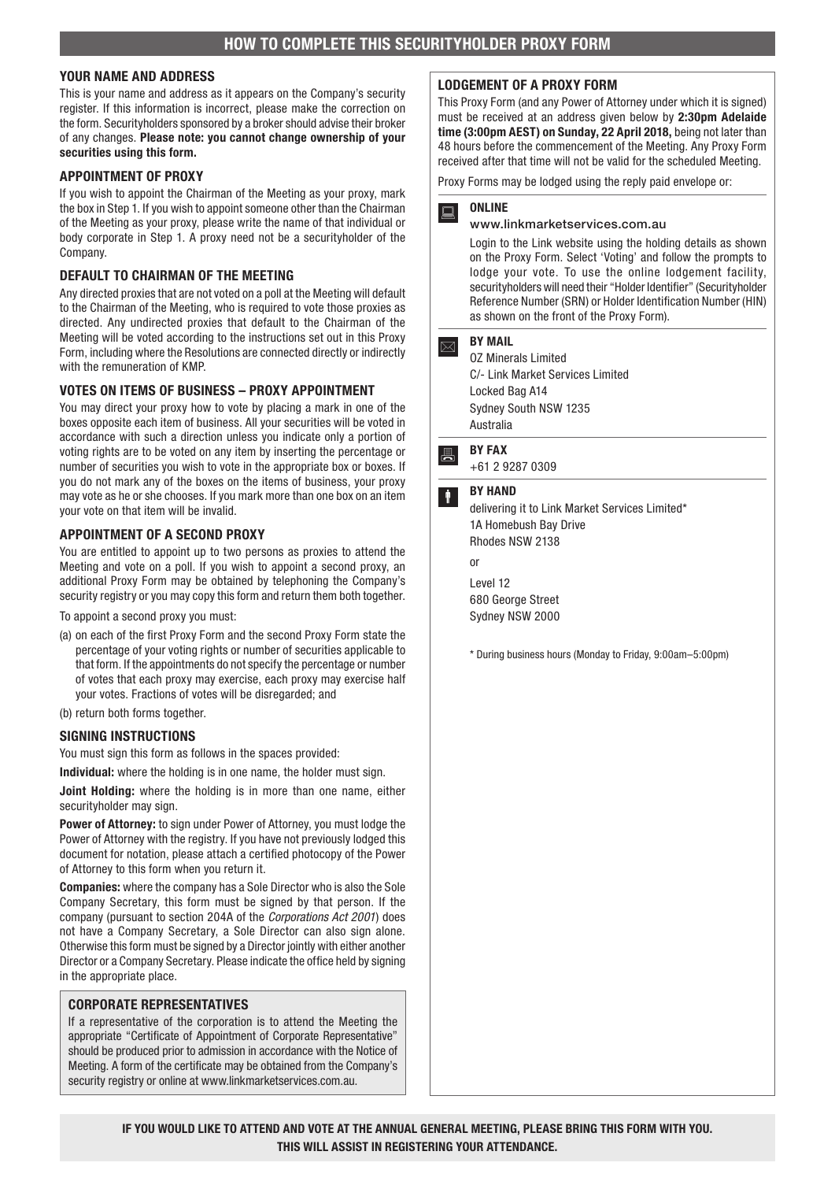# HOW TO COMPLETE THIS SECURITYHOLDER PROXY FORM

## YOUR NAME AND ADDRESS

This is your name and address as it appears on the Company's security register. If this information is incorrect, please make the correction on the form. Securityholders sponsored by a broker should advise their broker of any changes. **Please note: you cannot change ownership of your securities using this form.**

## APPOINTMENT OF PROXY

If you wish to appoint the Chairman of the Meeting as your proxy, mark the box in Step 1. If you wish to appoint someone other than the Chairman of the Meeting as your proxy, please write the name of that individual or body corporate in Step 1. A proxy need not be a securityholder of the Company.

## DEFAULT TO CHAIRMAN OF THE MEETING

Any directed proxies that are not voted on a poll at the Meeting will default to the Chairman of the Meeting, who is required to vote those proxies as directed. Any undirected proxies that default to the Chairman of the Meeting will be voted according to the instructions set out in this Proxy Form, including where the Resolutions are connected directly or indirectly with the remuneration of KMP.

## VOTES ON ITEMS OF BUSINESS – PROXY APPOINTMENT

You may direct your proxy how to vote by placing a mark in one of the boxes opposite each item of business. All your securities will be voted in accordance with such a direction unless you indicate only a portion of voting rights are to be voted on any item by inserting the percentage or number of securities you wish to vote in the appropriate box or boxes. If you do not mark any of the boxes on the items of business, your proxy may vote as he or she chooses. If you mark more than one box on an item your vote on that item will be invalid.

## APPOINTMENT OF A SECOND PROXY

You are entitled to appoint up to two persons as proxies to attend the Meeting and vote on a poll. If you wish to appoint a second proxy, an additional Proxy Form may be obtained by telephoning the Company's security registry or you may copy this form and return them both together.

To appoint a second proxy you must:

(a) on each of the first Proxy Form and the second Proxy Form state the percentage of your voting rights or number of securities applicable to that form. If the appointments do not specify the percentage or number of votes that each proxy may exercise, each proxy may exercise half your votes. Fractions of votes will be disregarded; and

(b) return both forms together.

## SIGNING INSTRUCTIONS

You must sign this form as follows in the spaces provided:

**Individual:** where the holding is in one name, the holder must sign.

**Joint Holding:** where the holding is in more than one name, either securityholder may sign.

**Power of Attorney:** to sign under Power of Attorney, you must lodge the Power of Attorney with the registry. If you have not previously lodged this document for notation, please attach a certified photocopy of the Power of Attorney to this form when you return it.

**Companies:** where the company has a Sole Director who is also the Sole Company Secretary, this form must be signed by that person. If the company (pursuant to section 204A of the *Corporations Act 2001*) does not have a Company Secretary, a Sole Director can also sign alone. Otherwise this form must be signed by a Director jointly with either another Director or a Company Secretary. Please indicate the office held by signing in the appropriate place.

## CORPORATE REPRESENTATIVES

If a representative of the corporation is to attend the Meeting the appropriate "Certificate of Appointment of Corporate Representative" should be produced prior to admission in accordance with the Notice of Meeting. A form of the certificate may be obtained from the Company's security registry or online at www.linkmarketservices.com.au.

## LODGEMENT OF A PROXY FORM

This Proxy Form (and any Power of Attorney under which it is signed) must be received at an address given below by **2:30pm Adelaide time (3:00pm AEST) on Sunday, 22 April 2018,** being not later than 48 hours before the commencement of the Meeting. Any Proxy Form received after that time will not be valid for the scheduled Meeting.

Proxy Forms may be lodged using the reply paid envelope or:

### ONLINE

www.linkmarketservices.com.au

Login to the Link website using the holding details as shown on the Proxy Form. Select 'Voting' and follow the prompts to lodge your vote. To use the online lodgement facility, securityholders will need their "Holder Identifier" (Securityholder Reference Number (SRN) or Holder Identification Number (HIN) as shown on the front of the Proxy Form).

### BY MAIL

OZ Minerals Limited
C/- Link Market Services Limited
Locked Bag A14
Sydney South NSW 1235
Australia

### BY FAX

+61 2 9287 0309

### BY HAND

delivering it to Link Market Services Limited*
1A Homebush Bay Drive
Rhodes NSW 2138

or

Level 12
680 George Street
Sydney NSW 2000

\* During business hours (Monday to Friday, 9:00am–5:00pm)

**IF YOU WOULD LIKE TO ATTEND AND VOTE AT THE ANNUAL GENERAL MEETING, PLEASE BRING THIS FORM WITH YOU. THIS WILL ASSIST IN REGISTERING YOUR ATTENDANCE.**